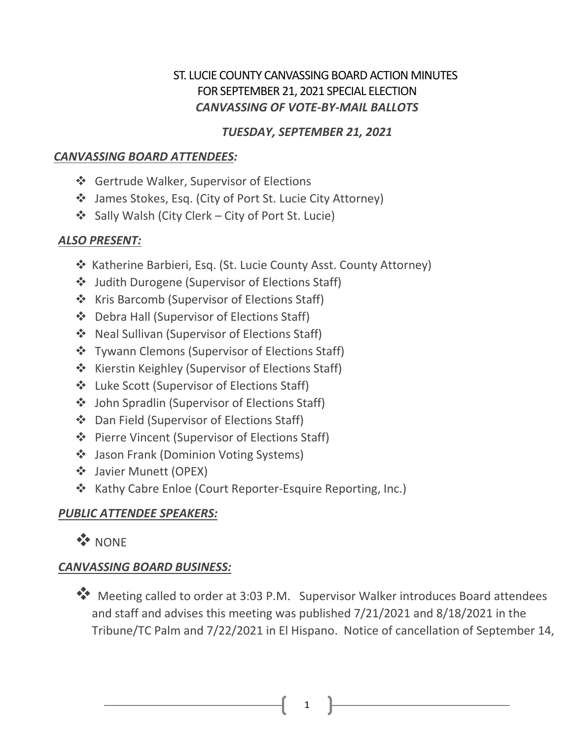# ST. LUCIE COUNTY CANVASSING BOARD ACTION MINUTES FOR SEPTEMBER 21, 2021 SPECIAL ELECTION

## *CANVASSING OF VOTE-BY-MAIL BALLOTS*

### *TUESDAY, SEPTEMBER 21, 2021*

***CANVASSING BOARD ATTENDEES:***

- Gertrude Walker, Supervisor of Elections
- James Stokes, Esq. (City of Port St. Lucie City Attorney)
- Sally Walsh (City Clerk – City of Port St. Lucie)

***ALSO PRESENT:***

- Katherine Barbieri, Esq. (St. Lucie County Asst. County Attorney)
- Judith Durogene (Supervisor of Elections Staff)
- Kris Barcomb (Supervisor of Elections Staff)
- Debra Hall (Supervisor of Elections Staff)
- Neal Sullivan (Supervisor of Elections Staff)
- Tywann Clemons (Supervisor of Elections Staff)
- Kierstin Keighley (Supervisor of Elections Staff)
- Luke Scott (Supervisor of Elections Staff)
- John Spradlin (Supervisor of Elections Staff)
- Dan Field (Supervisor of Elections Staff)
- Pierre Vincent (Supervisor of Elections Staff)
- Jason Frank (Dominion Voting Systems)
- Javier Munett (OPEX)
- Kathy Cabre Enloe (Court Reporter-Esquire Reporting, Inc.)

***PUBLIC ATTENDEE SPEAKERS:***

- NONE

***CANVASSING BOARD BUSINESS:***

- Meeting called to order at 3:03 P.M. Supervisor Walker introduces Board attendees and staff and advises this meeting was published 7/21/2021 and 8/18/2021 in the Tribune/TC Palm and 7/22/2021 in El Hispano. Notice of cancellation of September 14,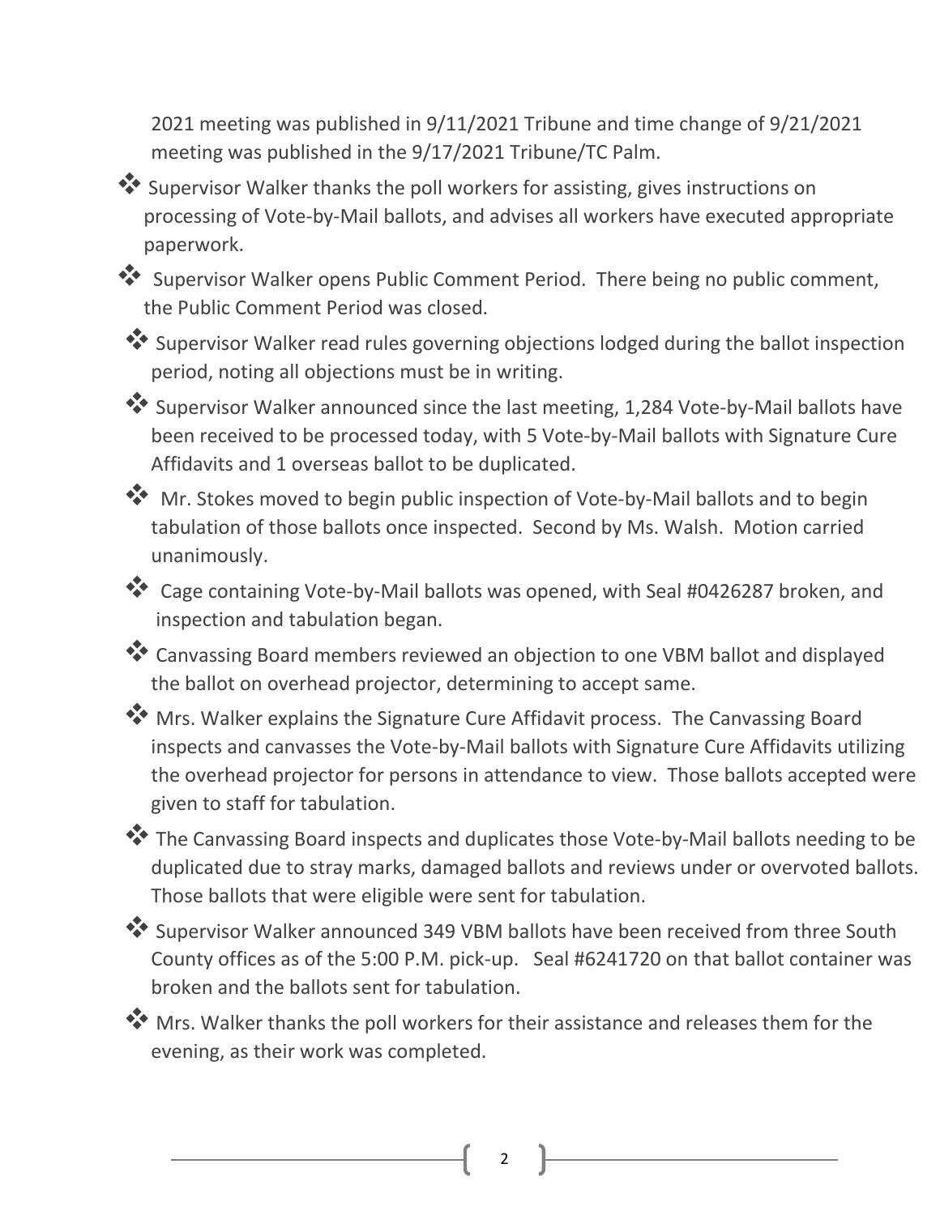2021 meeting was published in 9/11/2021 Tribune and time change of 9/21/2021 meeting was published in the 9/17/2021 Tribune/TC Palm.

- Supervisor Walker thanks the poll workers for assisting, gives instructions on processing of Vote-by-Mail ballots, and advises all workers have executed appropriate paperwork.
- Supervisor Walker opens Public Comment Period. There being no public comment, the Public Comment Period was closed.
- Supervisor Walker read rules governing objections lodged during the ballot inspection period, noting all objections must be in writing.
- Supervisor Walker announced since the last meeting, 1,284 Vote-by-Mail ballots have been received to be processed today, with 5 Vote-by-Mail ballots with Signature Cure Affidavits and 1 overseas ballot to be duplicated.
- Mr. Stokes moved to begin public inspection of Vote-by-Mail ballots and to begin tabulation of those ballots once inspected. Second by Ms. Walsh. Motion carried unanimously.
- Cage containing Vote-by-Mail ballots was opened, with Seal #0426287 broken, and inspection and tabulation began.
- Canvassing Board members reviewed an objection to one VBM ballot and displayed the ballot on overhead projector, determining to accept same.
- Mrs. Walker explains the Signature Cure Affidavit process. The Canvassing Board inspects and canvasses the Vote-by-Mail ballots with Signature Cure Affidavits utilizing the overhead projector for persons in attendance to view. Those ballots accepted were given to staff for tabulation.
- The Canvassing Board inspects and duplicates those Vote-by-Mail ballots needing to be duplicated due to stray marks, damaged ballots and reviews under or overvoted ballots. Those ballots that were eligible were sent for tabulation.
- Supervisor Walker announced 349 VBM ballots have been received from three South County offices as of the 5:00 P.M. pick-up. Seal #6241720 on that ballot container was broken and the ballots sent for tabulation.
- Mrs. Walker thanks the poll workers for their assistance and releases them for the evening, as their work was completed.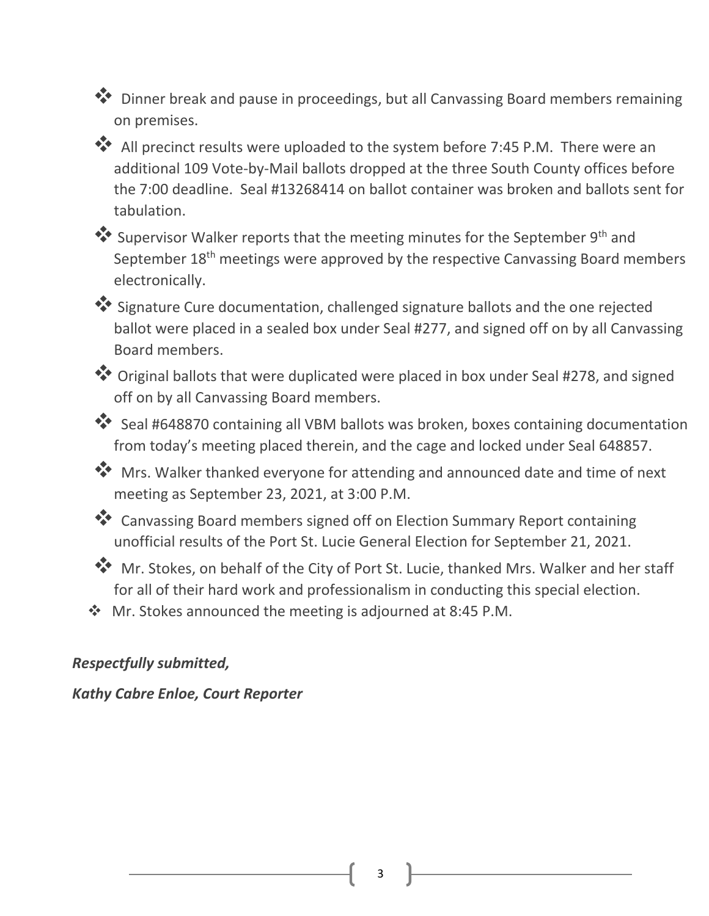- Dinner break and pause in proceedings, but all Canvassing Board members remaining on premises.
- All precinct results were uploaded to the system before 7:45 P.M. There were an additional 109 Vote-by-Mail ballots dropped at the three South County offices before the 7:00 deadline. Seal #13268414 on ballot container was broken and ballots sent for tabulation.
- Supervisor Walker reports that the meeting minutes for the September 9th and September 18th meetings were approved by the respective Canvassing Board members electronically.
- Signature Cure documentation, challenged signature ballots and the one rejected ballot were placed in a sealed box under Seal #277, and signed off on by all Canvassing Board members.
- Original ballots that were duplicated were placed in box under Seal #278, and signed off on by all Canvassing Board members.
- Seal #648870 containing all VBM ballots was broken, boxes containing documentation from today's meeting placed therein, and the cage and locked under Seal 648857.
- Mrs. Walker thanked everyone for attending and announced date and time of next meeting as September 23, 2021, at 3:00 P.M.
- Canvassing Board members signed off on Election Summary Report containing unofficial results of the Port St. Lucie General Election for September 21, 2021.
- Mr. Stokes, on behalf of the City of Port St. Lucie, thanked Mrs. Walker and her staff for all of their hard work and professionalism in conducting this special election.
- Mr. Stokes announced the meeting is adjourned at 8:45 P.M.

***Respectfully submitted,***

***Kathy Cabre Enloe, Court Reporter***